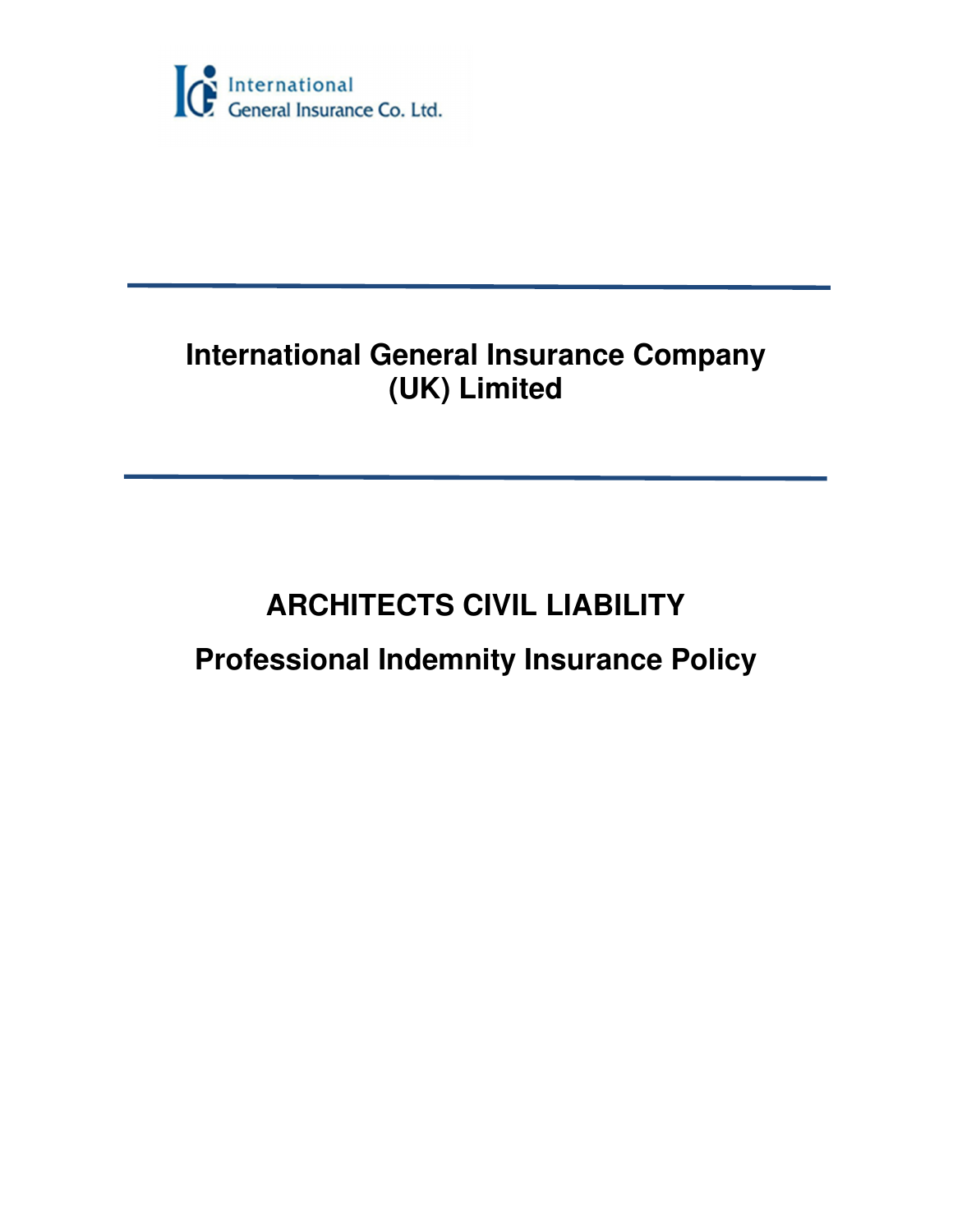International General Insurance Co. Ltd.

# International General Insurance Company (UK) Limited

# ARCHITECTS CIVIL LIABILITY

## Professional Indemnity Insurance Policy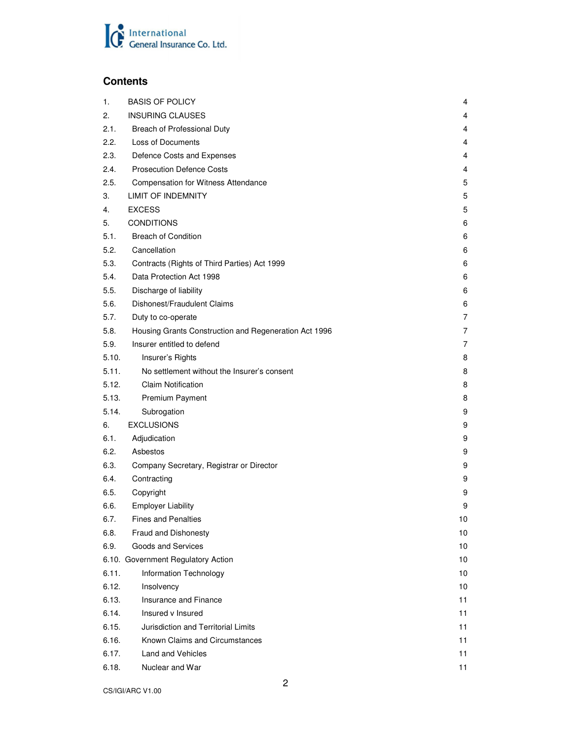International General Insurance Co. Ltd.

## Contents

| | | |
|---|---|---|
| 1. | BASIS OF POLICY | 4 |
| 2. | INSURING CLAUSES | 4 |
| 2.1. | Breach of Professional Duty | 4 |
| 2.2. | Loss of Documents | 4 |
| 2.3. | Defence Costs and Expenses | 4 |
| 2.4. | Prosecution Defence Costs | 4 |
| 2.5. | Compensation for Witness Attendance | 5 |
| 3. | LIMIT OF INDEMNITY | 5 |
| 4. | EXCESS | 5 |
| 5. | CONDITIONS | 6 |
| 5.1. | Breach of Condition | 6 |
| 5.2. | Cancellation | 6 |
| 5.3. | Contracts (Rights of Third Parties) Act 1999 | 6 |
| 5.4. | Data Protection Act 1998 | 6 |
| 5.5. | Discharge of liability | 6 |
| 5.6. | Dishonest/Fraudulent Claims | 6 |
| 5.7. | Duty to co-operate | 7 |
| 5.8. | Housing Grants Construction and Regeneration Act 1996 | 7 |
| 5.9. | Insurer entitled to defend | 7 |
| 5.10. | Insurer's Rights | 8 |
| 5.11. | No settlement without the Insurer's consent | 8 |
| 5.12. | Claim Notification | 8 |
| 5.13. | Premium Payment | 8 |
| 5.14. | Subrogation | 9 |
| 6. | EXCLUSIONS | 9 |
| 6.1. | Adjudication | 9 |
| 6.2. | Asbestos | 9 |
| 6.3. | Company Secretary, Registrar or Director | 9 |
| 6.4. | Contracting | 9 |
| 6.5. | Copyright | 9 |
| 6.6. | Employer Liability | 9 |
| 6.7. | Fines and Penalties | 10 |
| 6.8. | Fraud and Dishonesty | 10 |
| 6.9. | Goods and Services | 10 |
| 6.10. | Government Regulatory Action | 10 |
| 6.11. | Information Technology | 10 |
| 6.12. | Insolvency | 10 |
| 6.13. | Insurance and Finance | 11 |
| 6.14. | Insured v Insured | 11 |
| 6.15. | Jurisdiction and Territorial Limits | 11 |
| 6.16. | Known Claims and Circumstances | 11 |
| 6.17. | Land and Vehicles | 11 |
| 6.18. | Nuclear and War | 11 |

CS/IGI/ARC V1.00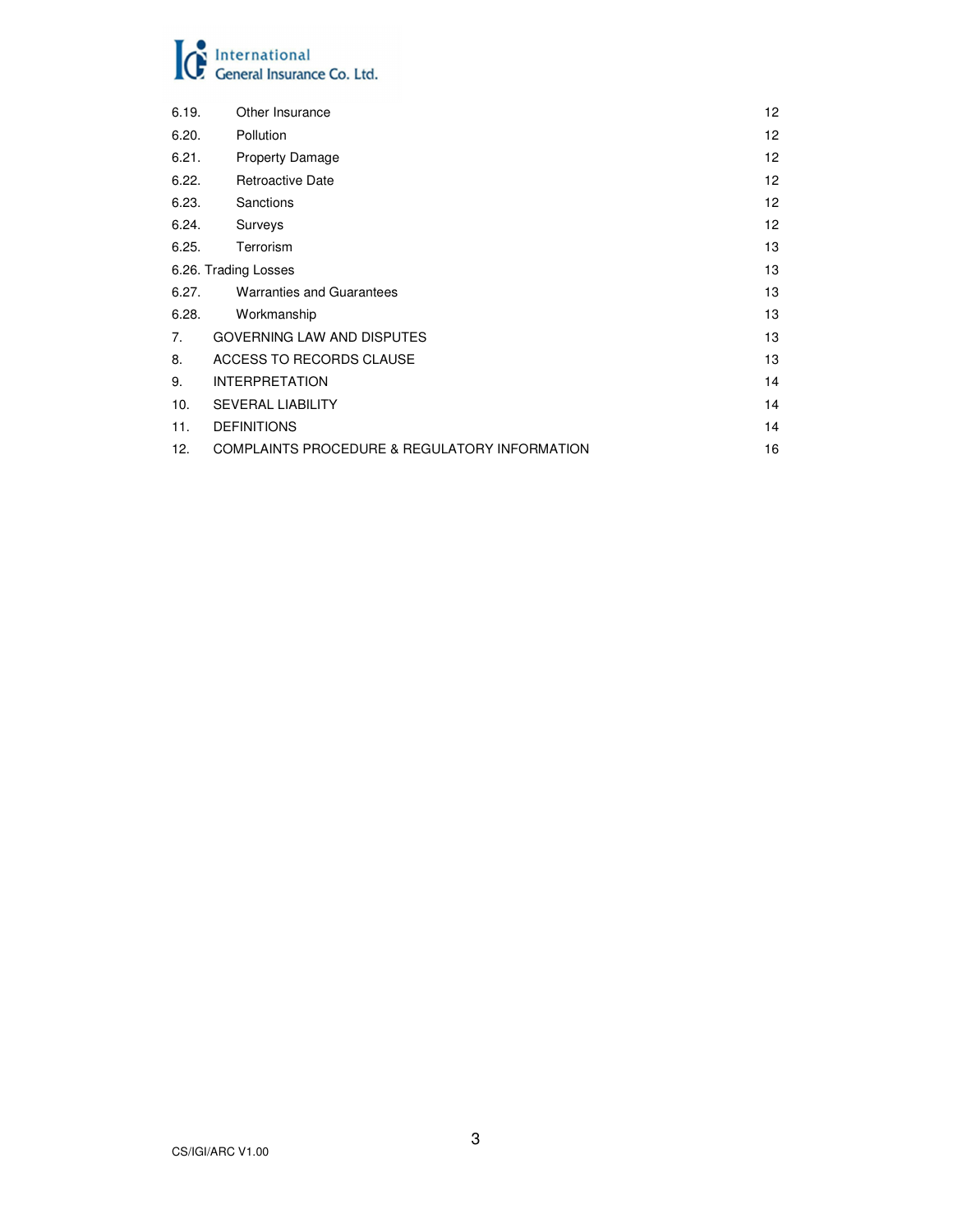| | | |
|---|---|---|
| 6.19. | Other Insurance | 12 |
| 6.20. | Pollution | 12 |
| 6.21. | Property Damage | 12 |
| 6.22. | Retroactive Date | 12 |
| 6.23. | Sanctions | 12 |
| 6.24. | Surveys | 12 |
| 6.25. | Terrorism | 13 |
| 6.26. | Trading Losses | 13 |
| 6.27. | Warranties and Guarantees | 13 |
| 6.28. | Workmanship | 13 |
| 7. | GOVERNING LAW AND DISPUTES | 13 |
| 8. | ACCESS TO RECORDS CLAUSE | 13 |
| 9. | INTERPRETATION | 14 |
| 10. | SEVERAL LIABILITY | 14 |
| 11. | DEFINITIONS | 14 |
| 12. | COMPLAINTS PROCEDURE & REGULATORY INFORMATION | 16 |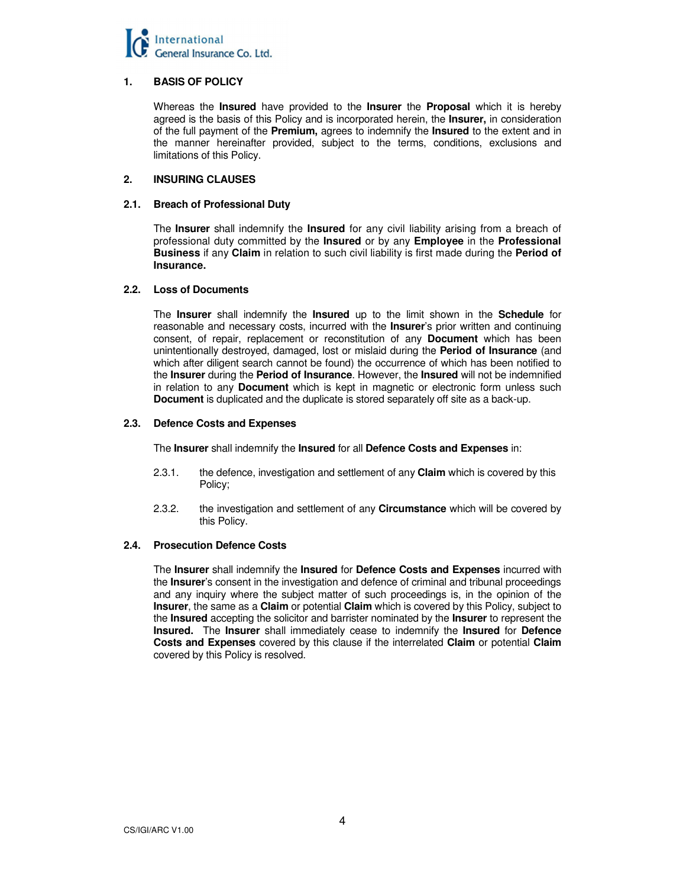## 1. BASIS OF POLICY

Whereas the **Insured** have provided to the **Insurer** the **Proposal** which it is hereby agreed is the basis of this Policy and is incorporated herein, the **Insurer,** in consideration of the full payment of the **Premium,** agrees to indemnify the **Insured** to the extent and in the manner hereinafter provided, subject to the terms, conditions, exclusions and limitations of this Policy.

## 2. INSURING CLAUSES

### 2.1. Breach of Professional Duty

The **Insurer** shall indemnify the **Insured** for any civil liability arising from a breach of professional duty committed by the **Insured** or by any **Employee** in the **Professional Business** if any **Claim** in relation to such civil liability is first made during the **Period of Insurance.**

### 2.2. Loss of Documents

The **Insurer** shall indemnify the **Insured** up to the limit shown in the **Schedule** for reasonable and necessary costs, incurred with the **Insurer**'s prior written and continuing consent, of repair, replacement or reconstitution of any **Document** which has been unintentionally destroyed, damaged, lost or mislaid during the **Period of Insurance** (and which after diligent search cannot be found) the occurrence of which has been notified to the **Insurer** during the **Period of Insurance**. However, the **Insured** will not be indemnified in relation to any **Document** which is kept in magnetic or electronic form unless such **Document** is duplicated and the duplicate is stored separately off site as a back-up.

### 2.3. Defence Costs and Expenses

The **Insurer** shall indemnify the **Insured** for all **Defence Costs and Expenses** in:

2.3.1. the defence, investigation and settlement of any **Claim** which is covered by this Policy;

2.3.2. the investigation and settlement of any **Circumstance** which will be covered by this Policy.

### 2.4. Prosecution Defence Costs

The **Insurer** shall indemnify the **Insured** for **Defence Costs and Expenses** incurred with the **Insurer**'s consent in the investigation and defence of criminal and tribunal proceedings and any inquiry where the subject matter of such proceedings is, in the opinion of the **Insurer**, the same as a **Claim** or potential **Claim** which is covered by this Policy, subject to the **Insured** accepting the solicitor and barrister nominated by the **Insurer** to represent the **Insured.** The **Insurer** shall immediately cease to indemnify the **Insured** for **Defence Costs and Expenses** covered by this clause if the interrelated **Claim** or potential **Claim** covered by this Policy is resolved.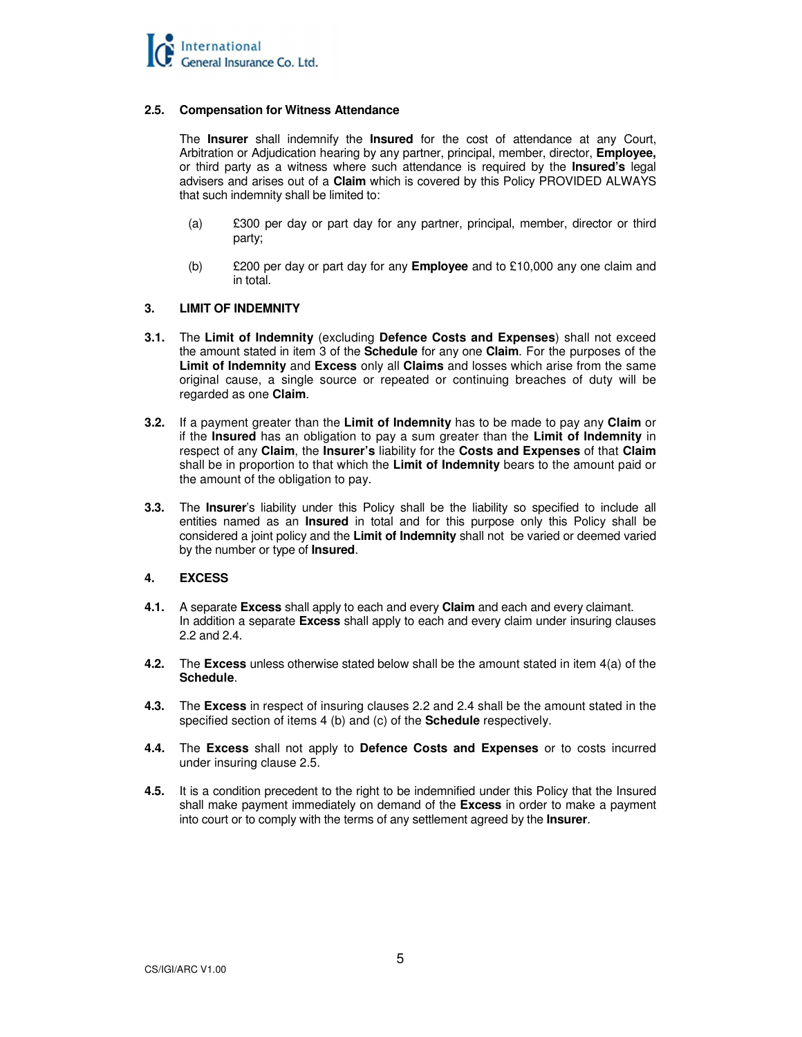**2.5. Compensation for Witness Attendance**

The **Insurer** shall indemnify the **Insured** for the cost of attendance at any Court, Arbitration or Adjudication hearing by any partner, principal, member, director, **Employee,** or third party as a witness where such attendance is required by the **Insured's** legal advisers and arises out of a **Claim** which is covered by this Policy PROVIDED ALWAYS that such indemnity shall be limited to:

(a) £300 per day or part day for any partner, principal, member, director or third party;

(b) £200 per day or part day for any **Employee** and to £10,000 any one claim and in total.

## 3. LIMIT OF INDEMNITY

**3.1.** The **Limit of Indemnity** (excluding **Defence Costs and Expenses**) shall not exceed the amount stated in item 3 of the **Schedule** for any one **Claim**. For the purposes of the **Limit of Indemnity** and **Excess** only all **Claims** and losses which arise from the same original cause, a single source or repeated or continuing breaches of duty will be regarded as one **Claim**.

**3.2.** If a payment greater than the **Limit of Indemnity** has to be made to pay any **Claim** or if the **Insured** has an obligation to pay a sum greater than the **Limit of Indemnity** in respect of any **Claim**, the **Insurer's** liability for the **Costs and Expenses** of that **Claim** shall be in proportion to that which the **Limit of Indemnity** bears to the amount paid or the amount of the obligation to pay.

**3.3.** The **Insurer**'s liability under this Policy shall be the liability so specified to include all entities named as an **Insured** in total and for this purpose only this Policy shall be considered a joint policy and the **Limit of Indemnity** shall not be varied or deemed varied by the number or type of **Insured**.

## 4. EXCESS

**4.1.** A separate **Excess** shall apply to each and every **Claim** and each and every claimant. In addition a separate **Excess** shall apply to each and every claim under insuring clauses 2.2 and 2.4.

**4.2.** The **Excess** unless otherwise stated below shall be the amount stated in item 4(a) of the **Schedule**.

**4.3.** The **Excess** in respect of insuring clauses 2.2 and 2.4 shall be the amount stated in the specified section of items 4 (b) and (c) of the **Schedule** respectively.

**4.4.** The **Excess** shall not apply to **Defence Costs and Expenses** or to costs incurred under insuring clause 2.5.

**4.5.** It is a condition precedent to the right to be indemnified under this Policy that the Insured shall make payment immediately on demand of the **Excess** in order to make a payment into court or to comply with the terms of any settlement agreed by the **Insurer**.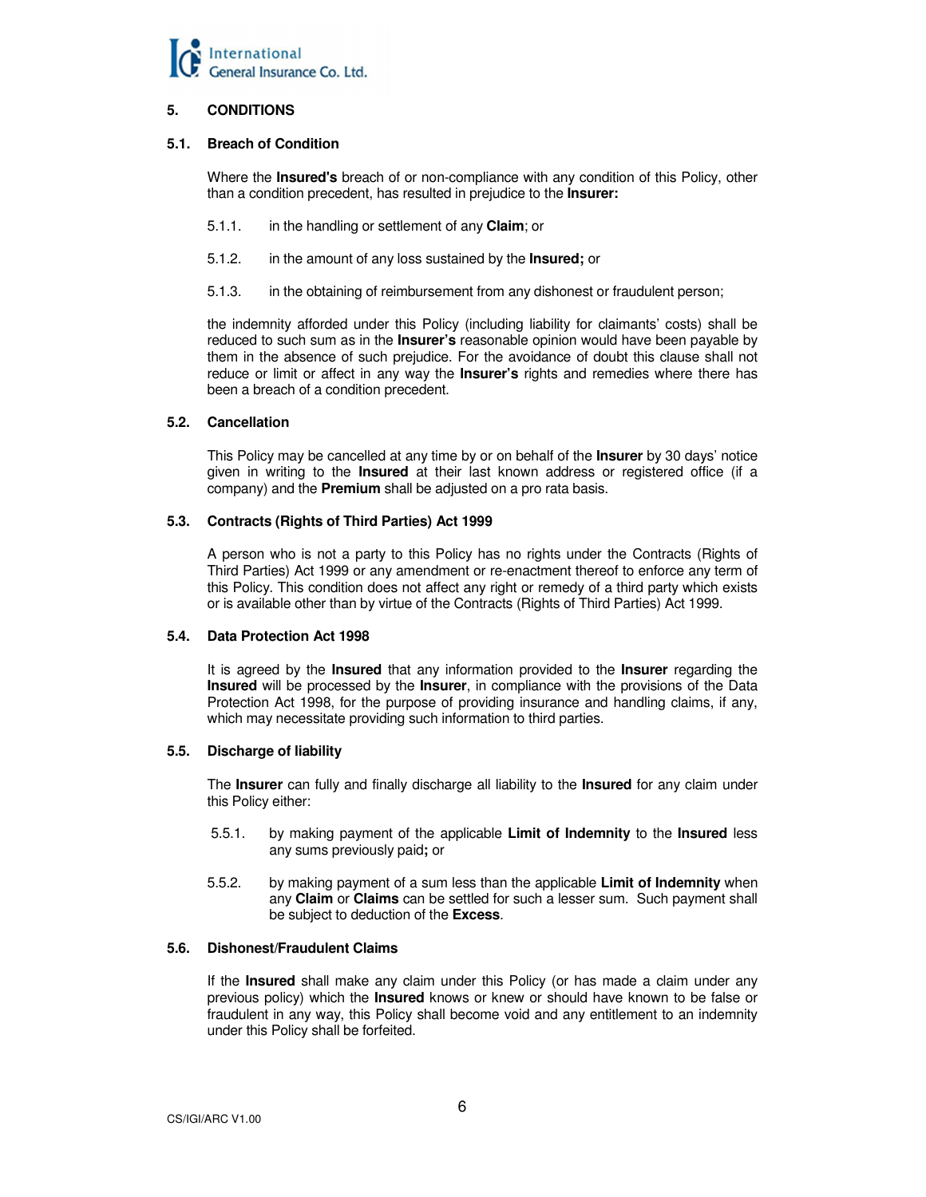## 5. CONDITIONS

### 5.1. Breach of Condition

Where the **Insured's** breach of or non-compliance with any condition of this Policy, other than a condition precedent, has resulted in prejudice to the **Insurer:**

5.1.1. in the handling or settlement of any **Claim**; or

5.1.2. in the amount of any loss sustained by the **Insured;** or

5.1.3. in the obtaining of reimbursement from any dishonest or fraudulent person;

the indemnity afforded under this Policy (including liability for claimants' costs) shall be reduced to such sum as in the **Insurer's** reasonable opinion would have been payable by them in the absence of such prejudice. For the avoidance of doubt this clause shall not reduce or limit or affect in any way the **Insurer's** rights and remedies where there has been a breach of a condition precedent.

### 5.2. Cancellation

This Policy may be cancelled at any time by or on behalf of the **Insurer** by 30 days' notice given in writing to the **Insured** at their last known address or registered office (if a company) and the **Premium** shall be adjusted on a pro rata basis.

### 5.3. Contracts (Rights of Third Parties) Act 1999

A person who is not a party to this Policy has no rights under the Contracts (Rights of Third Parties) Act 1999 or any amendment or re-enactment thereof to enforce any term of this Policy. This condition does not affect any right or remedy of a third party which exists or is available other than by virtue of the Contracts (Rights of Third Parties) Act 1999.

### 5.4. Data Protection Act 1998

It is agreed by the **Insured** that any information provided to the **Insurer** regarding the **Insured** will be processed by the **Insurer**, in compliance with the provisions of the Data Protection Act 1998, for the purpose of providing insurance and handling claims, if any, which may necessitate providing such information to third parties.

### 5.5. Discharge of liability

The **Insurer** can fully and finally discharge all liability to the **Insured** for any claim under this Policy either:

5.5.1. by making payment of the applicable **Limit of Indemnity** to the **Insured** less any sums previously paid**;** or

5.5.2. by making payment of a sum less than the applicable **Limit of Indemnity** when any **Claim** or **Claims** can be settled for such a lesser sum. Such payment shall be subject to deduction of the **Excess**.

### 5.6. Dishonest/Fraudulent Claims

If the **Insured** shall make any claim under this Policy (or has made a claim under any previous policy) which the **Insured** knows or knew or should have known to be false or fraudulent in any way, this Policy shall become void and any entitlement to an indemnity under this Policy shall be forfeited.

CS/IGI/ARC V1.00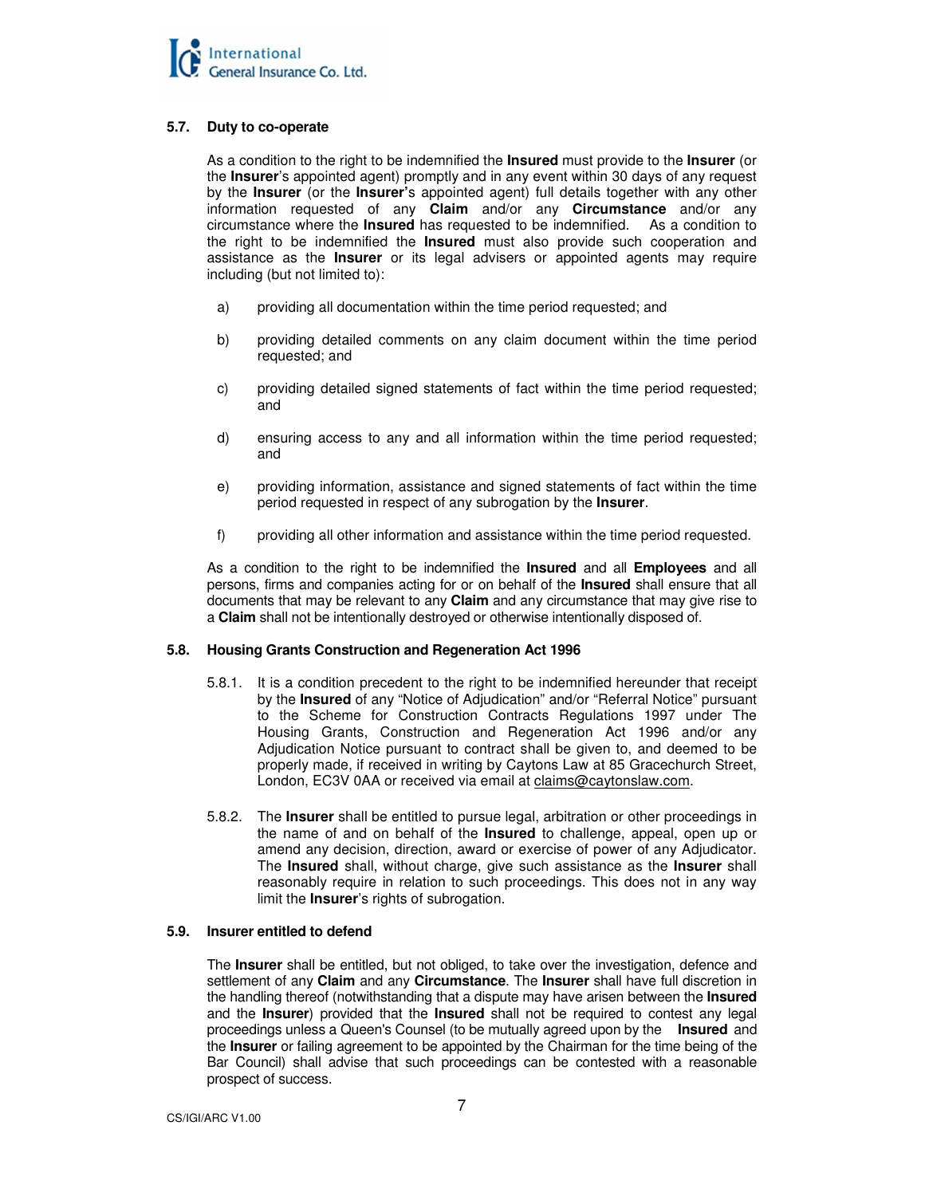### 5.7. Duty to co-operate

As a condition to the right to be indemnified the **Insured** must provide to the **Insurer** (or the **Insurer**'s appointed agent) promptly and in any event within 30 days of any request by the **Insurer** (or the **Insurer**'s appointed agent) full details together with any other information requested of any **Claim** and/or any **Circumstance** and/or any circumstance where the **Insured** has requested to be indemnified. As a condition to the right to be indemnified the **Insured** must also provide such cooperation and assistance as the **Insurer** or its legal advisers or appointed agents may require including (but not limited to):

a) providing all documentation within the time period requested; and

b) providing detailed comments on any claim document within the time period requested; and

c) providing detailed signed statements of fact within the time period requested; and

d) ensuring access to any and all information within the time period requested; and

e) providing information, assistance and signed statements of fact within the time period requested in respect of any subrogation by the **Insurer**.

f) providing all other information and assistance within the time period requested.

As a condition to the right to be indemnified the **Insured** and all **Employees** and all persons, firms and companies acting for or on behalf of the **Insured** shall ensure that all documents that may be relevant to any **Claim** and any circumstance that may give rise to a **Claim** shall not be intentionally destroyed or otherwise intentionally disposed of.

### 5.8. Housing Grants Construction and Regeneration Act 1996

5.8.1. It is a condition precedent to the right to be indemnified hereunder that receipt by the **Insured** of any "Notice of Adjudication" and/or "Referral Notice" pursuant to the Scheme for Construction Contracts Regulations 1997 under The Housing Grants, Construction and Regeneration Act 1996 and/or any Adjudication Notice pursuant to contract shall be given to, and deemed to be properly made, if received in writing by Caytons Law at 85 Gracechurch Street, London, EC3V 0AA or received via email at claims@caytonslaw.com.

5.8.2. The **Insurer** shall be entitled to pursue legal, arbitration or other proceedings in the name of and on behalf of the **Insured** to challenge, appeal, open up or amend any decision, direction, award or exercise of power of any Adjudicator. The **Insured** shall, without charge, give such assistance as the **Insurer** shall reasonably require in relation to such proceedings. This does not in any way limit the **Insurer**'s rights of subrogation.

### 5.9. Insurer entitled to defend

The **Insurer** shall be entitled, but not obliged, to take over the investigation, defence and settlement of any **Claim** and any **Circumstance**. The **Insurer** shall have full discretion in the handling thereof (notwithstanding that a dispute may have arisen between the **Insured** and the **Insurer**) provided that the **Insured** shall not be required to contest any legal proceedings unless a Queen's Counsel (to be mutually agreed upon by the **Insured** and the **Insurer** or failing agreement to be appointed by the Chairman for the time being of the Bar Council) shall advise that such proceedings can be contested with a reasonable prospect of success.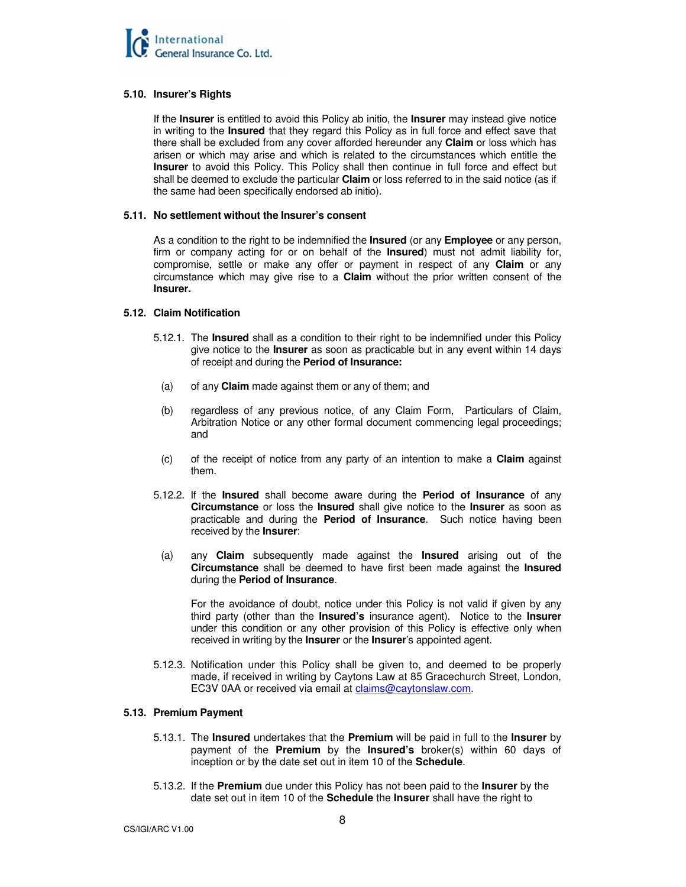### 5.10. Insurer's Rights

If the **Insurer** is entitled to avoid this Policy ab initio, the **Insurer** may instead give notice in writing to the **Insured** that they regard this Policy as in full force and effect save that there shall be excluded from any cover afforded hereunder any **Claim** or loss which has arisen or which may arise and which is related to the circumstances which entitle the **Insurer** to avoid this Policy. This Policy shall then continue in full force and effect but shall be deemed to exclude the particular **Claim** or loss referred to in the said notice (as if the same had been specifically endorsed ab initio).

### 5.11. No settlement without the Insurer's consent

As a condition to the right to be indemnified the **Insured** (or any **Employee** or any person, firm or company acting for or on behalf of the **Insured**) must not admit liability for, compromise, settle or make any offer or payment in respect of any **Claim** or any circumstance which may give rise to a **Claim** without the prior written consent of the **Insurer.**

### 5.12. Claim Notification

5.12.1. The **Insured** shall as a condition to their right to be indemnified under this Policy give notice to the **Insurer** as soon as practicable but in any event within 14 days of receipt and during the **Period of Insurance:**

(a) of any **Claim** made against them or any of them; and

(b) regardless of any previous notice, of any Claim Form, Particulars of Claim, Arbitration Notice or any other formal document commencing legal proceedings; and

(c) of the receipt of notice from any party of an intention to make a **Claim** against them.

5.12.2. If the **Insured** shall become aware during the **Period of Insurance** of any **Circumstance** or loss the **Insured** shall give notice to the **Insurer** as soon as practicable and during the **Period of Insurance**. Such notice having been received by the **Insurer**:

(a) any **Claim** subsequently made against the **Insured** arising out of the **Circumstance** shall be deemed to have first been made against the **Insured** during the **Period of Insurance**.

For the avoidance of doubt, notice under this Policy is not valid if given by any third party (other than the **Insured's** insurance agent). Notice to the **Insurer** under this condition or any other provision of this Policy is effective only when received in writing by the **Insurer** or the **Insurer**'s appointed agent.

5.12.3. Notification under this Policy shall be given to, and deemed to be properly made, if received in writing by Caytons Law at 85 Gracechurch Street, London, EC3V 0AA or received via email at claims@caytonslaw.com.

### 5.13. Premium Payment

5.13.1. The **Insured** undertakes that the **Premium** will be paid in full to the **Insurer** by payment of the **Premium** by the **Insured's** broker(s) within 60 days of inception or by the date set out in item 10 of the **Schedule**.

5.13.2. If the **Premium** due under this Policy has not been paid to the **Insurer** by the date set out in item 10 of the **Schedule** the **Insurer** shall have the right to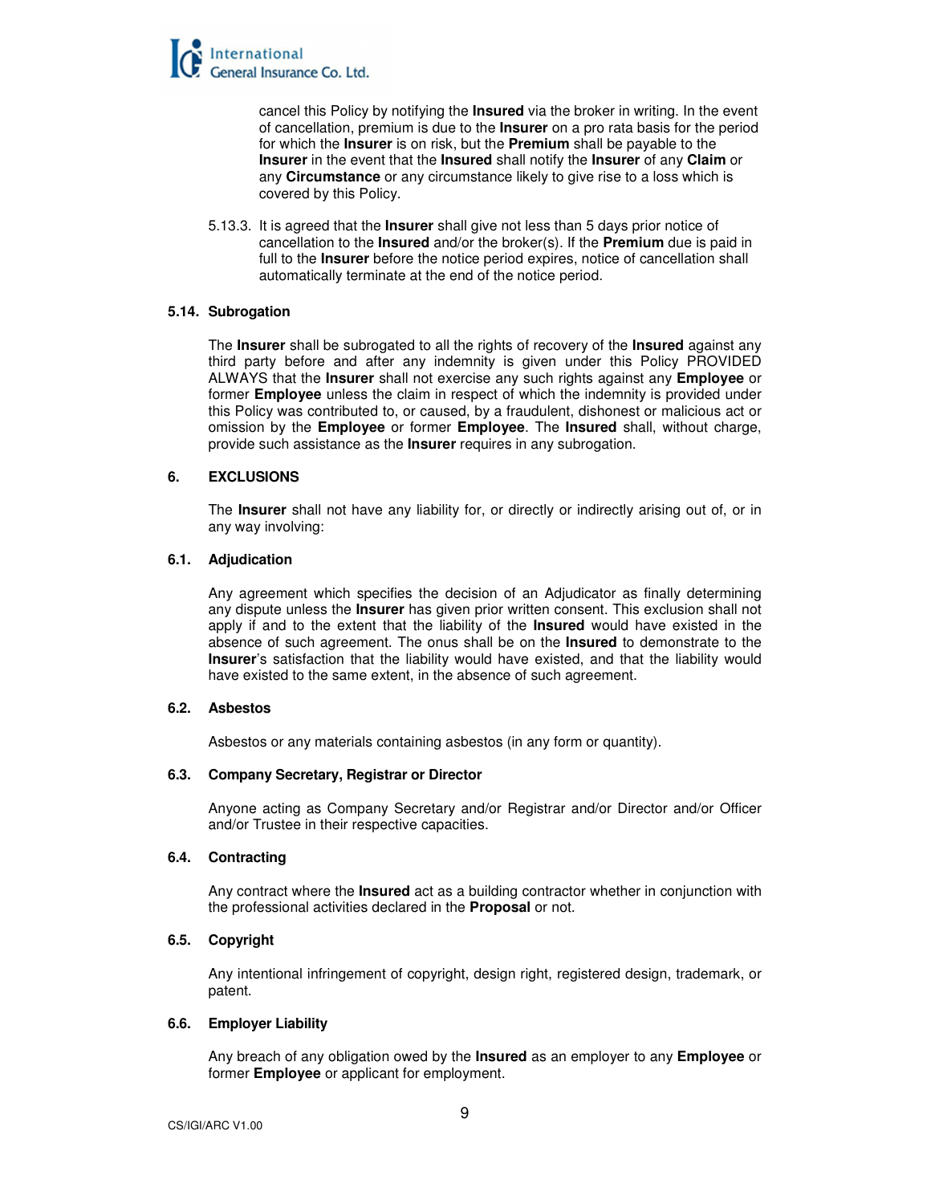cancel this Policy by notifying the **Insured** via the broker in writing. In the event of cancellation, premium is due to the **Insurer** on a pro rata basis for the period for which the **Insurer** is on risk, but the **Premium** shall be payable to the **Insurer** in the event that the **Insured** shall notify the **Insurer** of any **Claim** or any **Circumstance** or any circumstance likely to give rise to a loss which is covered by this Policy.

5.13.3. It is agreed that the **Insurer** shall give not less than 5 days prior notice of cancellation to the **Insured** and/or the broker(s). If the **Premium** due is paid in full to the **Insurer** before the notice period expires, notice of cancellation shall automatically terminate at the end of the notice period.

**5.14. Subrogation**

The **Insurer** shall be subrogated to all the rights of recovery of the **Insured** against any third party before and after any indemnity is given under this Policy PROVIDED ALWAYS that the **Insurer** shall not exercise any such rights against any **Employee** or former **Employee** unless the claim in respect of which the indemnity is provided under this Policy was contributed to, or caused, by a fraudulent, dishonest or malicious act or omission by the **Employee** or former **Employee**. The **Insured** shall, without charge, provide such assistance as the **Insurer** requires in any subrogation.

## 6. EXCLUSIONS

The **Insurer** shall not have any liability for, or directly or indirectly arising out of, or in any way involving:

**6.1. Adjudication**

Any agreement which specifies the decision of an Adjudicator as finally determining any dispute unless the **Insurer** has given prior written consent. This exclusion shall not apply if and to the extent that the liability of the **Insured** would have existed in the absence of such agreement. The onus shall be on the **Insured** to demonstrate to the **Insurer**'s satisfaction that the liability would have existed, and that the liability would have existed to the same extent, in the absence of such agreement.

**6.2. Asbestos**

Asbestos or any materials containing asbestos (in any form or quantity).

**6.3. Company Secretary, Registrar or Director**

Anyone acting as Company Secretary and/or Registrar and/or Director and/or Officer and/or Trustee in their respective capacities.

**6.4. Contracting**

Any contract where the **Insured** act as a building contractor whether in conjunction with the professional activities declared in the **Proposal** or not.

**6.5. Copyright**

Any intentional infringement of copyright, design right, registered design, trademark, or patent.

**6.6. Employer Liability**

Any breach of any obligation owed by the **Insured** as an employer to any **Employee** or former **Employee** or applicant for employment.

CS/IGI/ARC V1.00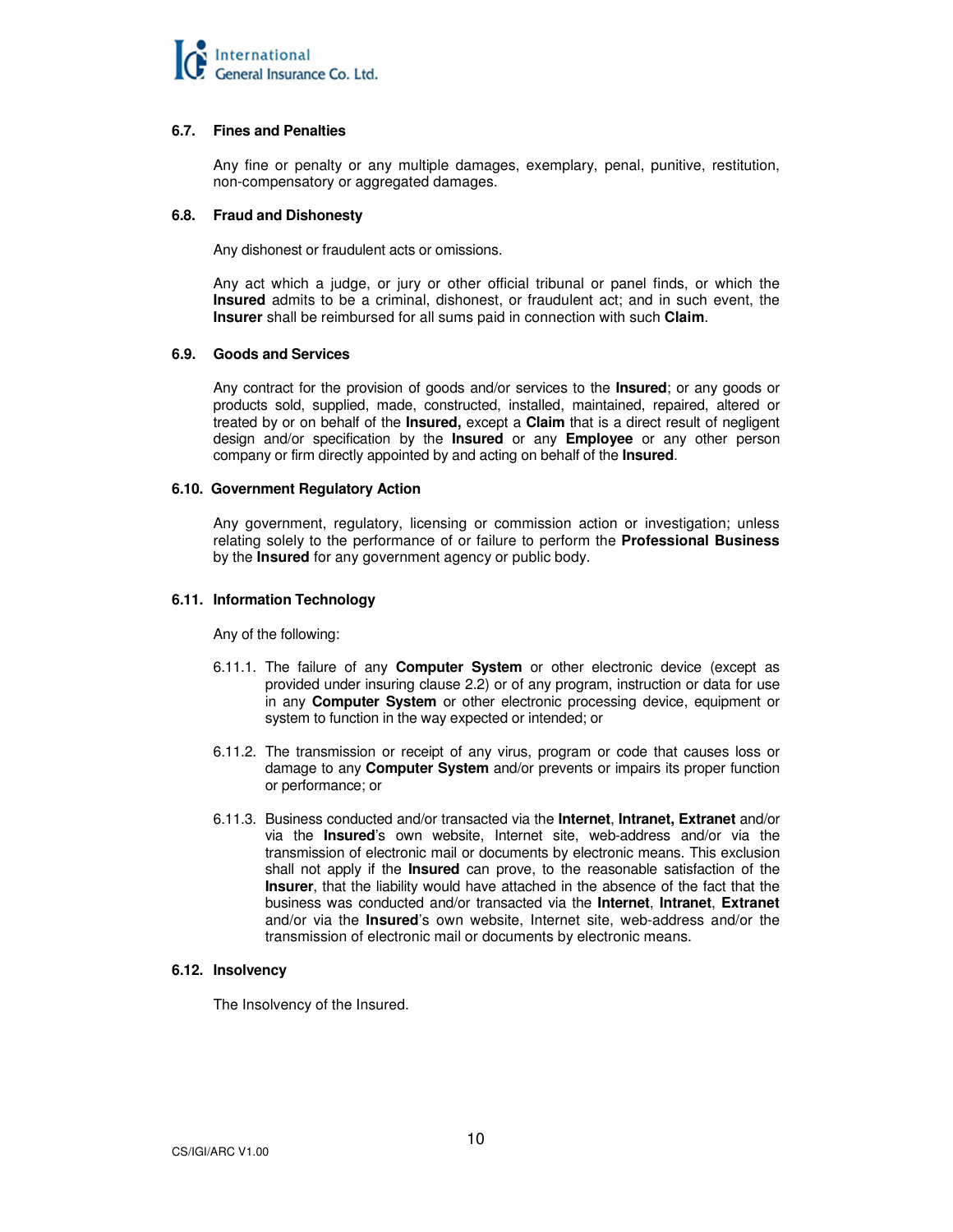### 6.7. Fines and Penalties

Any fine or penalty or any multiple damages, exemplary, penal, punitive, restitution, non-compensatory or aggregated damages.

### 6.8. Fraud and Dishonesty

Any dishonest or fraudulent acts or omissions.

Any act which a judge, or jury or other official tribunal or panel finds, or which the **Insured** admits to be a criminal, dishonest, or fraudulent act; and in such event, the **Insurer** shall be reimbursed for all sums paid in connection with such **Claim**.

### 6.9. Goods and Services

Any contract for the provision of goods and/or services to the **Insured**; or any goods or products sold, supplied, made, constructed, installed, maintained, repaired, altered or treated by or on behalf of the **Insured,** except a **Claim** that is a direct result of negligent design and/or specification by the **Insured** or any **Employee** or any other person company or firm directly appointed by and acting on behalf of the **Insured**.

### 6.10. Government Regulatory Action

Any government, regulatory, licensing or commission action or investigation; unless relating solely to the performance of or failure to perform the **Professional Business** by the **Insured** for any government agency or public body.

### 6.11. Information Technology

Any of the following:

6.11.1. The failure of any **Computer System** or other electronic device (except as provided under insuring clause 2.2) or of any program, instruction or data for use in any **Computer System** or other electronic processing device, equipment or system to function in the way expected or intended; or

6.11.2. The transmission or receipt of any virus, program or code that causes loss or damage to any **Computer System** and/or prevents or impairs its proper function or performance; or

6.11.3. Business conducted and/or transacted via the **Internet**, **Intranet, Extranet** and/or via the **Insured**'s own website, Internet site, web-address and/or via the transmission of electronic mail or documents by electronic means. This exclusion shall not apply if the **Insured** can prove, to the reasonable satisfaction of the **Insurer**, that the liability would have attached in the absence of the fact that the business was conducted and/or transacted via the **Internet**, **Intranet**, **Extranet** and/or via the **Insured**'s own website, Internet site, web-address and/or the transmission of electronic mail or documents by electronic means.

### 6.12. Insolvency

The Insolvency of the Insured.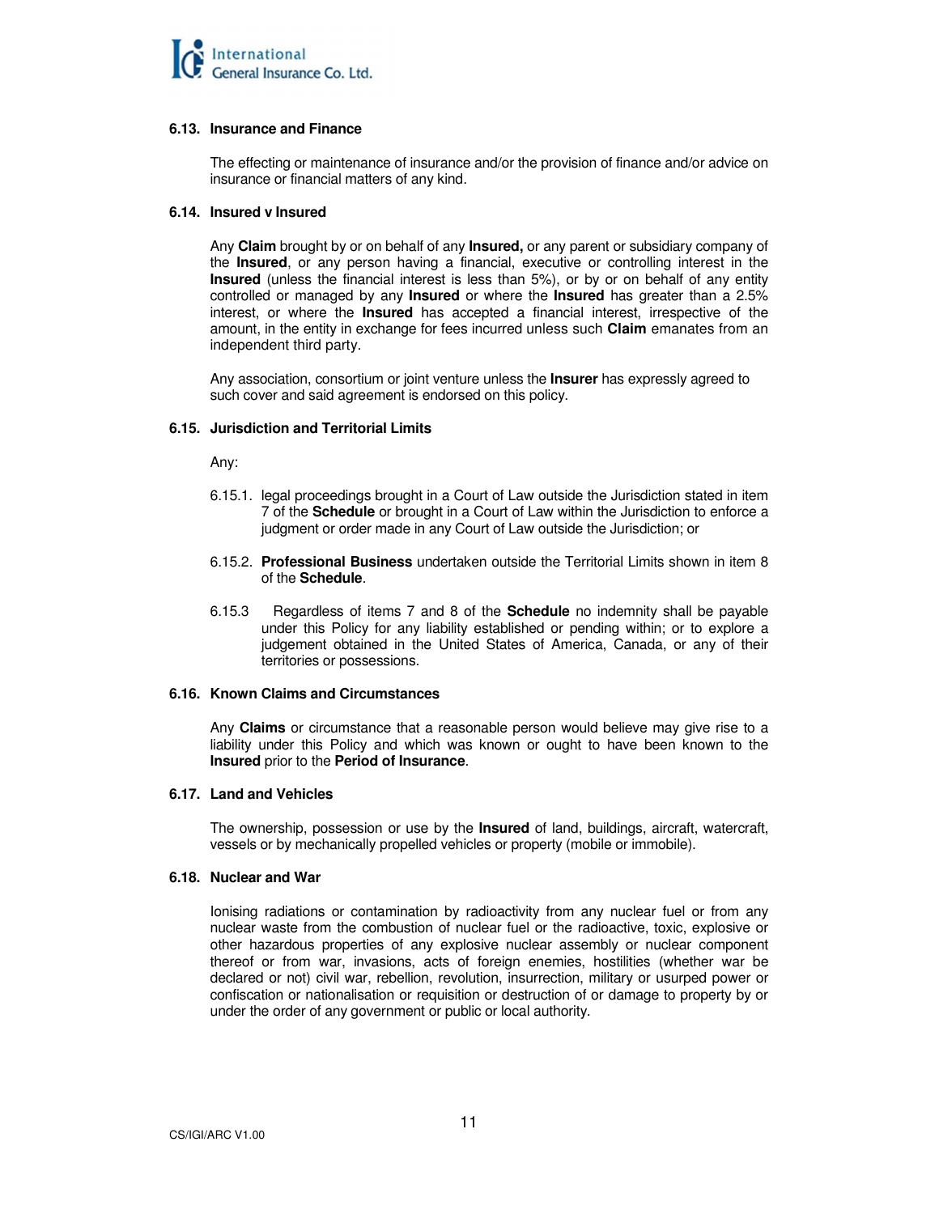### 6.13. Insurance and Finance

The effecting or maintenance of insurance and/or the provision of finance and/or advice on insurance or financial matters of any kind.

### 6.14. Insured v Insured

Any **Claim** brought by or on behalf of any **Insured,** or any parent or subsidiary company of the **Insured**, or any person having a financial, executive or controlling interest in the **Insured** (unless the financial interest is less than 5%), or by or on behalf of any entity controlled or managed by any **Insured** or where the **Insured** has greater than a 2.5% interest, or where the **Insured** has accepted a financial interest, irrespective of the amount, in the entity in exchange for fees incurred unless such **Claim** emanates from an independent third party.

Any association, consortium or joint venture unless the **Insurer** has expressly agreed to such cover and said agreement is endorsed on this policy.

### 6.15. Jurisdiction and Territorial Limits

Any:

6.15.1. legal proceedings brought in a Court of Law outside the Jurisdiction stated in item 7 of the **Schedule** or brought in a Court of Law within the Jurisdiction to enforce a judgment or order made in any Court of Law outside the Jurisdiction; or

6.15.2. **Professional Business** undertaken outside the Territorial Limits shown in item 8 of the **Schedule**.

6.15.3 Regardless of items 7 and 8 of the **Schedule** no indemnity shall be payable under this Policy for any liability established or pending within; or to explore a judgement obtained in the United States of America, Canada, or any of their territories or possessions.

### 6.16. Known Claims and Circumstances

Any **Claims** or circumstance that a reasonable person would believe may give rise to a liability under this Policy and which was known or ought to have been known to the **Insured** prior to the **Period of Insurance**.

### 6.17. Land and Vehicles

The ownership, possession or use by the **Insured** of land, buildings, aircraft, watercraft, vessels or by mechanically propelled vehicles or property (mobile or immobile).

### 6.18. Nuclear and War

Ionising radiations or contamination by radioactivity from any nuclear fuel or from any nuclear waste from the combustion of nuclear fuel or the radioactive, toxic, explosive or other hazardous properties of any explosive nuclear assembly or nuclear component thereof or from war, invasions, acts of foreign enemies, hostilities (whether war be declared or not) civil war, rebellion, revolution, insurrection, military or usurped power or confiscation or nationalisation or requisition or destruction of or damage to property by or under the order of any government or public or local authority.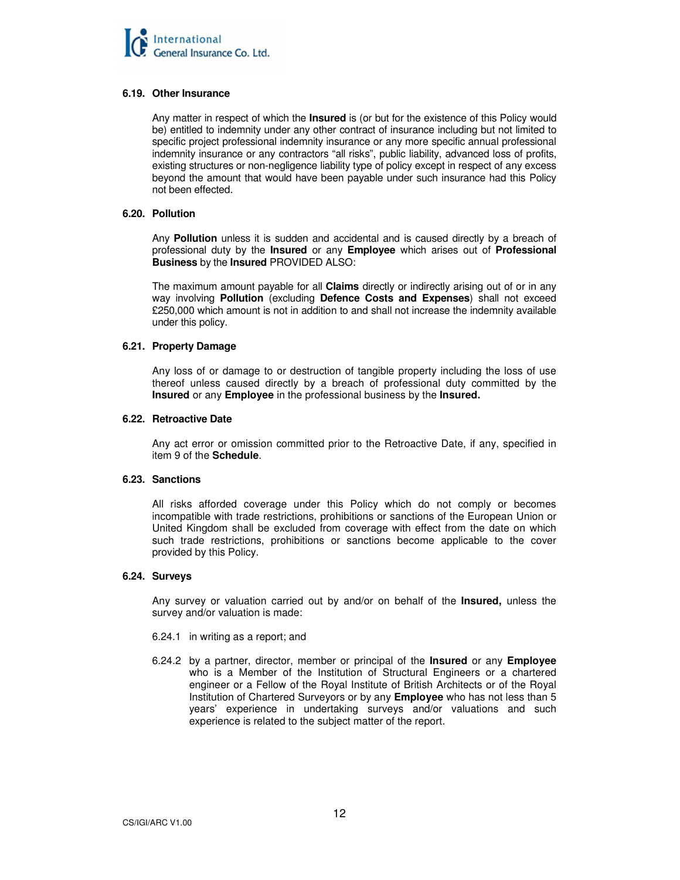### 6.19. Other Insurance

Any matter in respect of which the **Insured** is (or but for the existence of this Policy would be) entitled to indemnity under any other contract of insurance including but not limited to specific project professional indemnity insurance or any more specific annual professional indemnity insurance or any contractors "all risks", public liability, advanced loss of profits, existing structures or non-negligence liability type of policy except in respect of any excess beyond the amount that would have been payable under such insurance had this Policy not been effected.

### 6.20. Pollution

Any **Pollution** unless it is sudden and accidental and is caused directly by a breach of professional duty by the **Insured** or any **Employee** which arises out of **Professional Business** by the **Insured** PROVIDED ALSO:

The maximum amount payable for all **Claims** directly or indirectly arising out of or in any way involving **Pollution** (excluding **Defence Costs and Expenses**) shall not exceed £250,000 which amount is not in addition to and shall not increase the indemnity available under this policy.

### 6.21. Property Damage

Any loss of or damage to or destruction of tangible property including the loss of use thereof unless caused directly by a breach of professional duty committed by the **Insured** or any **Employee** in the professional business by the **Insured.**

### 6.22. Retroactive Date

Any act error or omission committed prior to the Retroactive Date, if any, specified in item 9 of the **Schedule**.

### 6.23. Sanctions

All risks afforded coverage under this Policy which do not comply or becomes incompatible with trade restrictions, prohibitions or sanctions of the European Union or United Kingdom shall be excluded from coverage with effect from the date on which such trade restrictions, prohibitions or sanctions become applicable to the cover provided by this Policy.

### 6.24. Surveys

Any survey or valuation carried out by and/or on behalf of the **Insured,** unless the survey and/or valuation is made:

6.24.1 in writing as a report; and

6.24.2 by a partner, director, member or principal of the **Insured** or any **Employee** who is a Member of the Institution of Structural Engineers or a chartered engineer or a Fellow of the Royal Institute of British Architects or of the Royal Institution of Chartered Surveyors or by any **Employee** who has not less than 5 years' experience in undertaking surveys and/or valuations and such experience is related to the subject matter of the report.

CS/IGI/ARC V1.00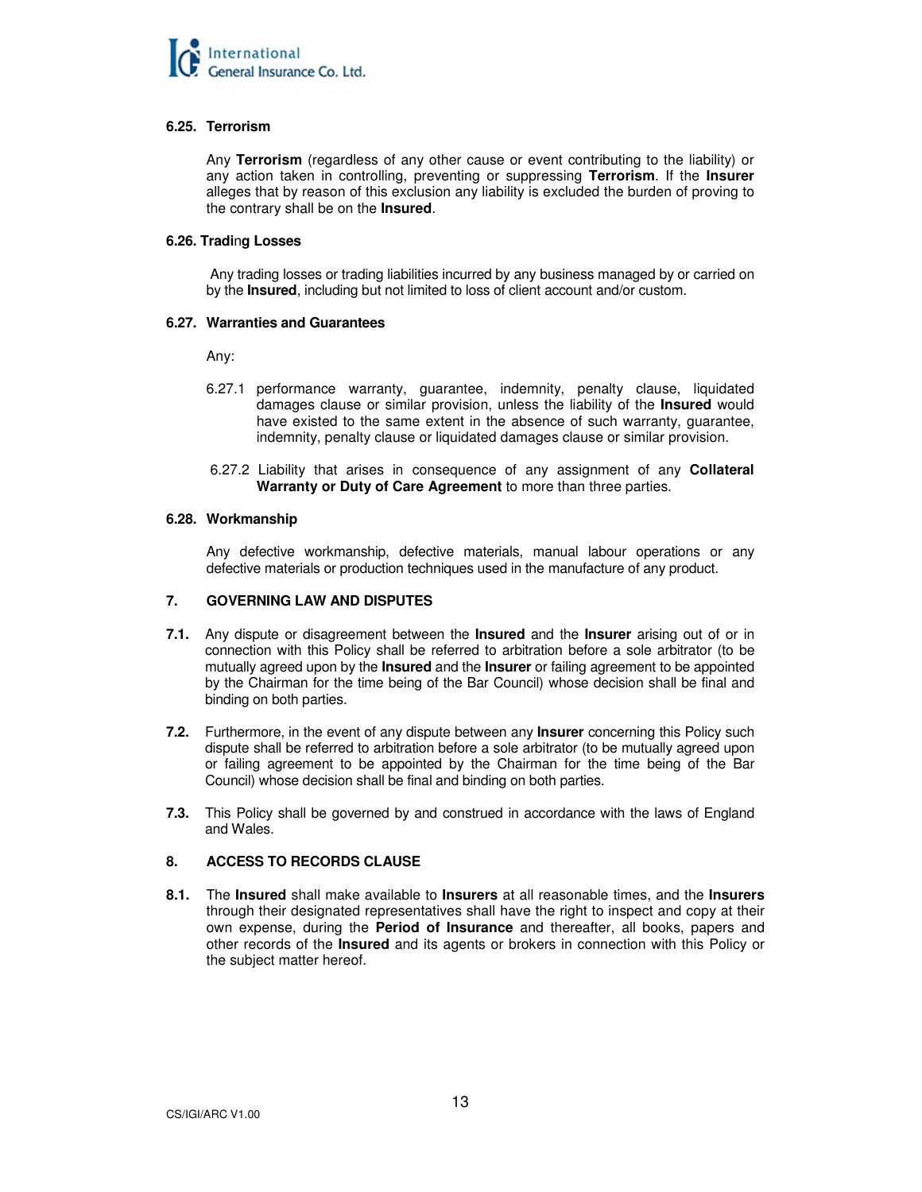### 6.25. Terrorism

Any **Terrorism** (regardless of any other cause or event contributing to the liability) or any action taken in controlling, preventing or suppressing **Terrorism**. If the **Insurer** alleges that by reason of this exclusion any liability is excluded the burden of proving to the contrary shall be on the **Insured**.

### 6.26. Trading Losses

Any trading losses or trading liabilities incurred by any business managed by or carried on by the **Insured**, including but not limited to loss of client account and/or custom.

### 6.27. Warranties and Guarantees

Any:

6.27.1 performance warranty, guarantee, indemnity, penalty clause, liquidated damages clause or similar provision, unless the liability of the **Insured** would have existed to the same extent in the absence of such warranty, guarantee, indemnity, penalty clause or liquidated damages clause or similar provision.

6.27.2 Liability that arises in consequence of any assignment of any **Collateral Warranty or Duty of Care Agreement** to more than three parties.

### 6.28. Workmanship

Any defective workmanship, defective materials, manual labour operations or any defective materials or production techniques used in the manufacture of any product.

## 7. GOVERNING LAW AND DISPUTES

**7.1.** Any dispute or disagreement between the **Insured** and the **Insurer** arising out of or in connection with this Policy shall be referred to arbitration before a sole arbitrator (to be mutually agreed upon by the **Insured** and the **Insurer** or failing agreement to be appointed by the Chairman for the time being of the Bar Council) whose decision shall be final and binding on both parties.

**7.2.** Furthermore, in the event of any dispute between any **Insurer** concerning this Policy such dispute shall be referred to arbitration before a sole arbitrator (to be mutually agreed upon or failing agreement to be appointed by the Chairman for the time being of the Bar Council) whose decision shall be final and binding on both parties.

**7.3.** This Policy shall be governed by and construed in accordance with the laws of England and Wales.

## 8. ACCESS TO RECORDS CLAUSE

**8.1.** The **Insured** shall make available to **Insurers** at all reasonable times, and the **Insurers** through their designated representatives shall have the right to inspect and copy at their own expense, during the **Period of Insurance** and thereafter, all books, papers and other records of the **Insured** and its agents or brokers in connection with this Policy or the subject matter hereof.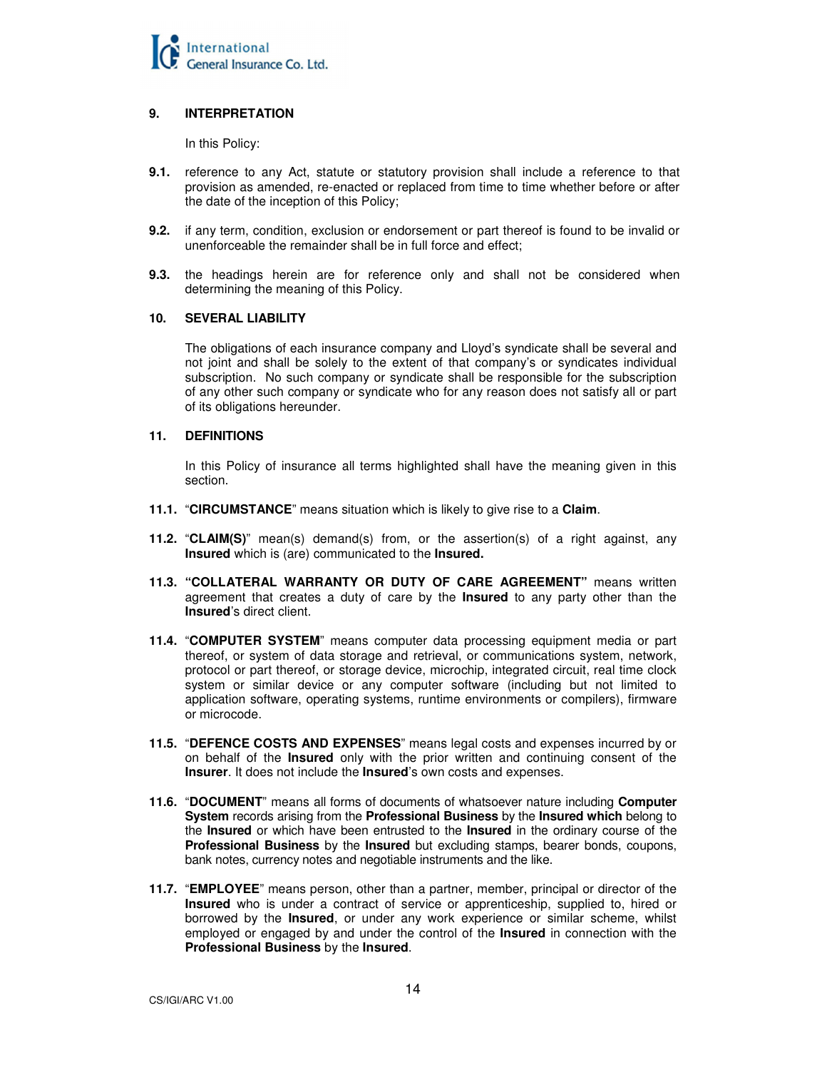## 9. INTERPRETATION

In this Policy:

**9.1.** reference to any Act, statute or statutory provision shall include a reference to that provision as amended, re-enacted or replaced from time to time whether before or after the date of the inception of this Policy;

**9.2.** if any term, condition, exclusion or endorsement or part thereof is found to be invalid or unenforceable the remainder shall be in full force and effect;

**9.3.** the headings herein are for reference only and shall not be considered when determining the meaning of this Policy.

## 10. SEVERAL LIABILITY

The obligations of each insurance company and Lloyd's syndicate shall be several and not joint and shall be solely to the extent of that company's or syndicates individual subscription. No such company or syndicate shall be responsible for the subscription of any other such company or syndicate who for any reason does not satisfy all or part of its obligations hereunder.

## 11. DEFINITIONS

In this Policy of insurance all terms highlighted shall have the meaning given in this section.

**11.1.** "**CIRCUMSTANCE**" means situation which is likely to give rise to a **Claim**.

**11.2.** "**CLAIM(S)**" mean(s) demand(s) from, or the assertion(s) of a right against, any **Insured** which is (are) communicated to the **Insured.**

**11.3.** **"COLLATERAL WARRANTY OR DUTY OF CARE AGREEMENT"** means written agreement that creates a duty of care by the **Insured** to any party other than the **Insured**'s direct client.

**11.4.** "**COMPUTER SYSTEM**" means computer data processing equipment media or part thereof, or system of data storage and retrieval, or communications system, network, protocol or part thereof, or storage device, microchip, integrated circuit, real time clock system or similar device or any computer software (including but not limited to application software, operating systems, runtime environments or compilers), firmware or microcode.

**11.5.** "**DEFENCE COSTS AND EXPENSES**" means legal costs and expenses incurred by or on behalf of the **Insured** only with the prior written and continuing consent of the **Insurer**. It does not include the **Insured**'s own costs and expenses.

**11.6.** "**DOCUMENT**" means all forms of documents of whatsoever nature including **Computer System** records arising from the **Professional Business** by the **Insured which** belong to the **Insured** or which have been entrusted to the **Insured** in the ordinary course of the **Professional Business** by the **Insured** but excluding stamps, bearer bonds, coupons, bank notes, currency notes and negotiable instruments and the like.

**11.7.** "**EMPLOYEE**" means person, other than a partner, member, principal or director of the **Insured** who is under a contract of service or apprenticeship, supplied to, hired or borrowed by the **Insured**, or under any work experience or similar scheme, whilst employed or engaged by and under the control of the **Insured** in connection with the **Professional Business** by the **Insured**.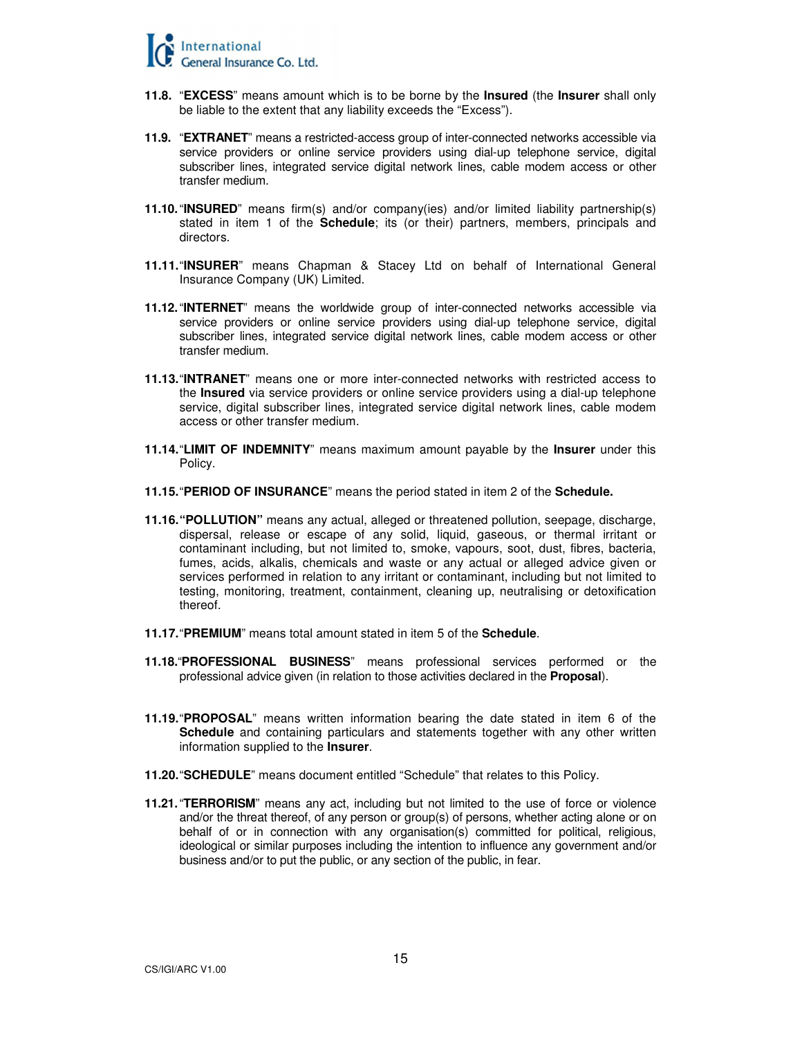**11.8.** "**EXCESS**" means amount which is to be borne by the **Insured** (the **Insurer** shall only be liable to the extent that any liability exceeds the "Excess").

**11.9.** "**EXTRANET**" means a restricted-access group of inter-connected networks accessible via service providers or online service providers using dial-up telephone service, digital subscriber lines, integrated service digital network lines, cable modem access or other transfer medium.

**11.10.** "**INSURED**" means firm(s) and/or company(ies) and/or limited liability partnership(s) stated in item 1 of the **Schedule**; its (or their) partners, members, principals and directors.

**11.11.** "**INSURER**" means Chapman & Stacey Ltd on behalf of International General Insurance Company (UK) Limited.

**11.12.** "**INTERNET**" means the worldwide group of inter-connected networks accessible via service providers or online service providers using dial-up telephone service, digital subscriber lines, integrated service digital network lines, cable modem access or other transfer medium.

**11.13.** "**INTRANET**" means one or more inter-connected networks with restricted access to the **Insured** via service providers or online service providers using a dial-up telephone service, digital subscriber lines, integrated service digital network lines, cable modem access or other transfer medium.

**11.14.** "**LIMIT OF INDEMNITY**" means maximum amount payable by the **Insurer** under this Policy.

**11.15.** "**PERIOD OF INSURANCE**" means the period stated in item 2 of the **Schedule.**

**11.16.** **"POLLUTION"** means any actual, alleged or threatened pollution, seepage, discharge, dispersal, release or escape of any solid, liquid, gaseous, or thermal irritant or contaminant including, but not limited to, smoke, vapours, soot, dust, fibres, bacteria, fumes, acids, alkalis, chemicals and waste or any actual or alleged advice given or services performed in relation to any irritant or contaminant, including but not limited to testing, monitoring, treatment, containment, cleaning up, neutralising or detoxification thereof.

**11.17.** "**PREMIUM**" means total amount stated in item 5 of the **Schedule**.

**11.18.** "**PROFESSIONAL BUSINESS**" means professional services performed or the professional advice given (in relation to those activities declared in the **Proposal**).

**11.19.** "**PROPOSAL**" means written information bearing the date stated in item 6 of the **Schedule** and containing particulars and statements together with any other written information supplied to the **Insurer**.

**11.20.** "**SCHEDULE**" means document entitled "Schedule" that relates to this Policy.

**11.21.** "**TERRORISM**" means any act, including but not limited to the use of force or violence and/or the threat thereof, of any person or group(s) of persons, whether acting alone or on behalf of or in connection with any organisation(s) committed for political, religious, ideological or similar purposes including the intention to influence any government and/or business and/or to put the public, or any section of the public, in fear.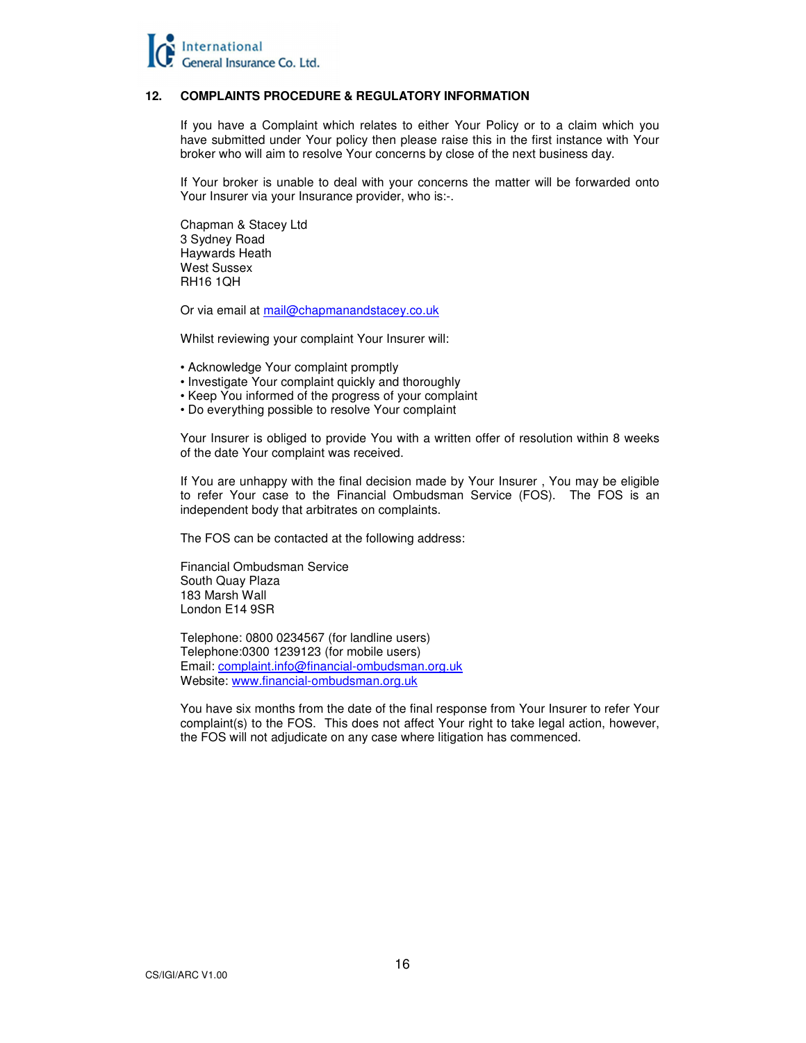## 12. COMPLAINTS PROCEDURE & REGULATORY INFORMATION

If you have a Complaint which relates to either Your Policy or to a claim which you have submitted under Your policy then please raise this in the first instance with Your broker who will aim to resolve Your concerns by close of the next business day.

If Your broker is unable to deal with your concerns the matter will be forwarded onto Your Insurer via your Insurance provider, who is:-.

Chapman & Stacey Ltd  
3 Sydney Road  
Haywards Heath  
West Sussex  
RH16 1QH

Or via email at mail@chapmanandstacey.co.uk

Whilst reviewing your complaint Your Insurer will:

- Acknowledge Your complaint promptly
- Investigate Your complaint quickly and thoroughly
- Keep You informed of the progress of your complaint
- Do everything possible to resolve Your complaint

Your Insurer is obliged to provide You with a written offer of resolution within 8 weeks of the date Your complaint was received.

If You are unhappy with the final decision made by Your Insurer , You may be eligible to refer Your case to the Financial Ombudsman Service (FOS). The FOS is an independent body that arbitrates on complaints.

The FOS can be contacted at the following address:

Financial Ombudsman Service  
South Quay Plaza  
183 Marsh Wall  
London E14 9SR

Telephone: 0800 0234567 (for landline users)  
Telephone:0300 1239123 (for mobile users)  
Email: complaint.info@financial-ombudsman.org.uk  
Website: www.financial-ombudsman.org.uk

You have six months from the date of the final response from Your Insurer to refer Your complaint(s) to the FOS. This does not affect Your right to take legal action, however, the FOS will not adjudicate on any case where litigation has commenced.

CS/IGI/ARC V1.00